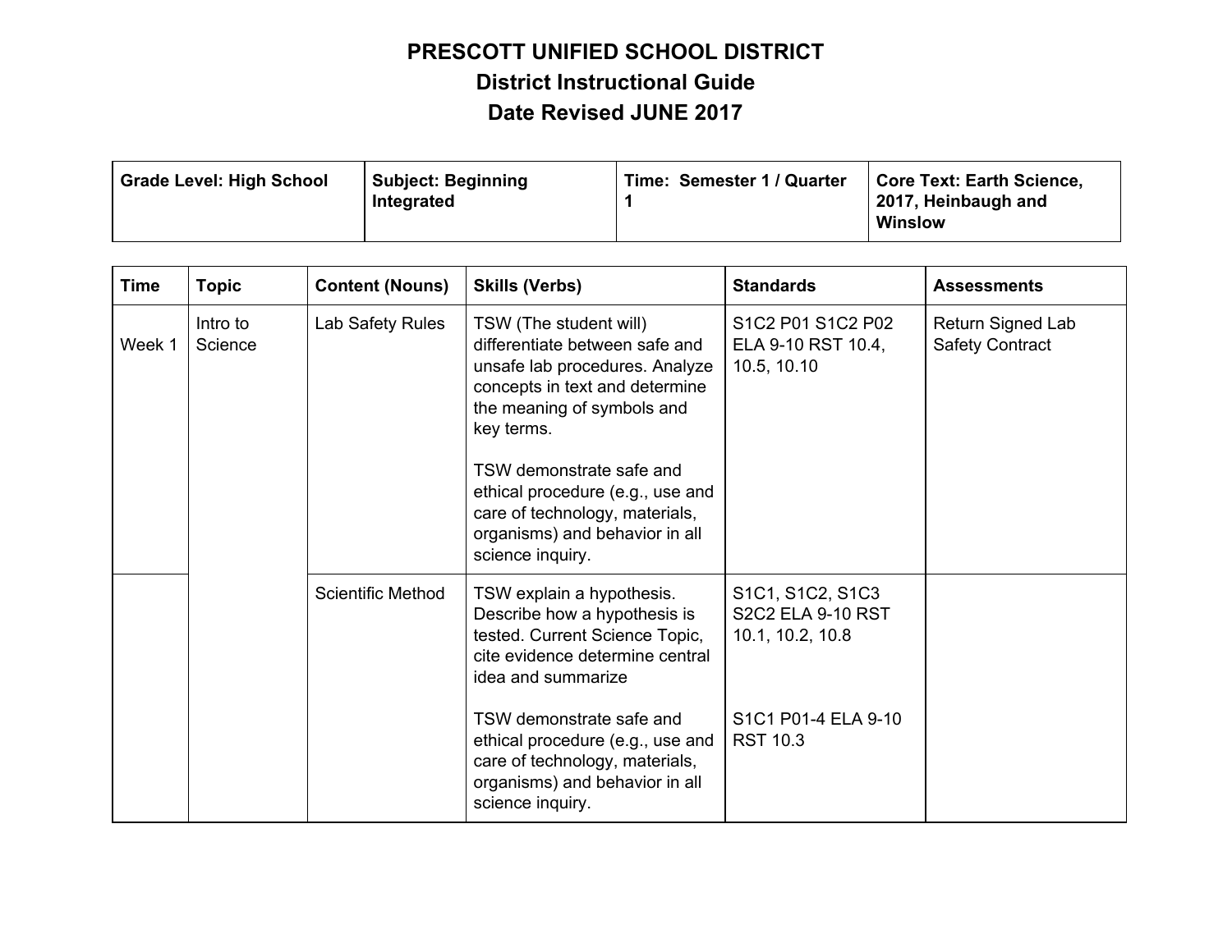# PRESCOTT UNIFIED SCHOOL DISTRICT
## District Instructional Guide
## Date Revised JUNE 2017

| Grade Level: High School | Subject: Beginning Integrated | Time: Semester 1 / Quarter 1 | Core Text: Earth Science, 2017, Heinbaugh and Winslow |
|---|---|---|---|

| Time | Topic | Content (Nouns) | Skills (Verbs) | Standards | Assessments |
|---|---|---|---|---|---|
| Week 1 | Intro to Science | Lab Safety Rules | TSW (The student will) differentiate between safe and unsafe lab procedures. Analyze concepts in text and determine the meaning of symbols and key terms.<br><br>TSW demonstrate safe and ethical procedure (e.g., use and care of technology, materials, organisms) and behavior in all science inquiry. | S1C2 P01 S1C2 P02 ELA 9-10 RST 10.4, 10.5, 10.10 | Return Signed Lab Safety Contract |
| | | Scientific Method | TSW explain a hypothesis. Describe how a hypothesis is tested. Current Science Topic, cite evidence determine central idea and summarize<br><br>TSW demonstrate safe and ethical procedure (e.g., use and care of technology, materials, organisms) and behavior in all science inquiry. | S1C1, S1C2, S1C3 S2C2 ELA 9-10 RST 10.1, 10.2, 10.8<br><br>S1C1 P01-4 ELA 9-10 RST 10.3 | |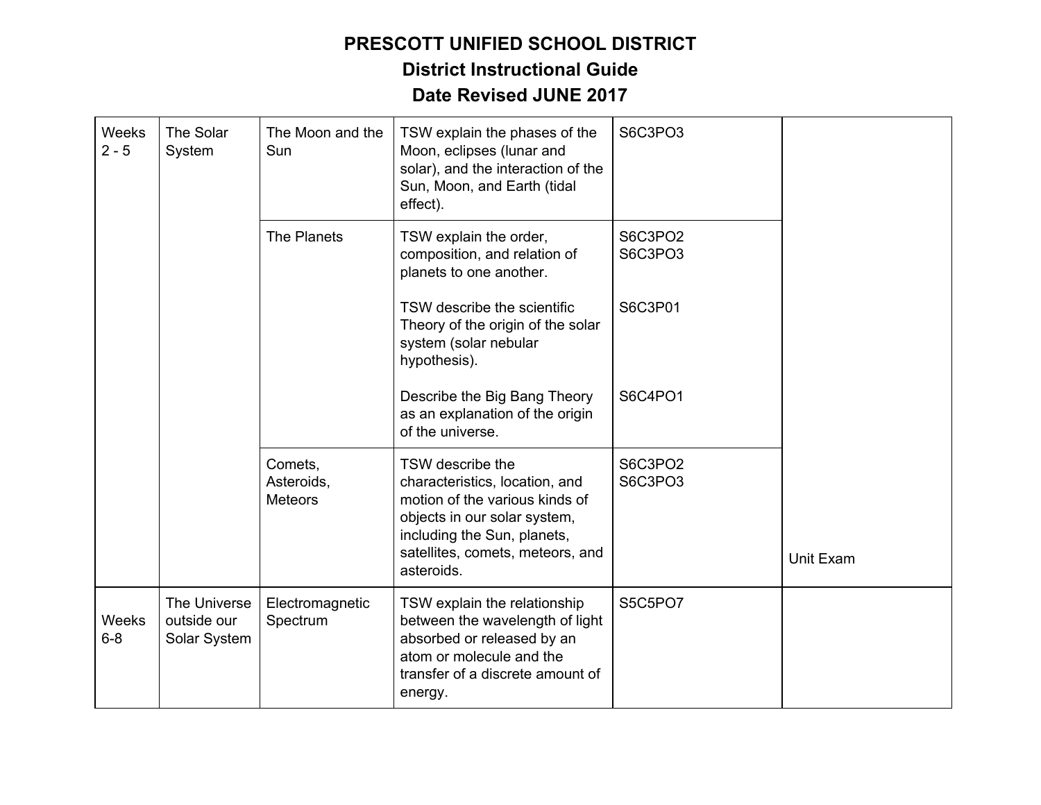**PRESCOTT UNIFIED SCHOOL DISTRICT**
**District Instructional Guide**
**Date Revised JUNE 2017**

| | | | | | |
|---|---|---|---|---|---|
| Weeks 2 - 5 | The Solar System | The Moon and the Sun | TSW explain the phases of the Moon, eclipses (lunar and solar), and the interaction of the Sun, Moon, and Earth (tidal effect). | S6C3PO3 | |
| | | The Planets | TSW explain the order, composition, and relation of planets to one another.<br><br>TSW describe the scientific Theory of the origin of the solar system (solar nebular hypothesis).<br><br>Describe the Big Bang Theory as an explanation of the origin of the universe. | S6C3PO2<br>S6C3PO3<br><br>S6C3P01<br><br>S6C4PO1 | |
| | | Comets, Asteroids, Meteors | TSW describe the characteristics, location, and motion of the various kinds of objects in our solar system, including the Sun, planets, satellites, comets, meteors, and asteroids. | S6C3PO2<br>S6C3PO3 | Unit Exam |
| Weeks 6-8 | The Universe outside our Solar System | Electromagnetic Spectrum | TSW explain the relationship between the wavelength of light absorbed or released by an atom or molecule and the transfer of a discrete amount of energy. | S5C5PO7 | |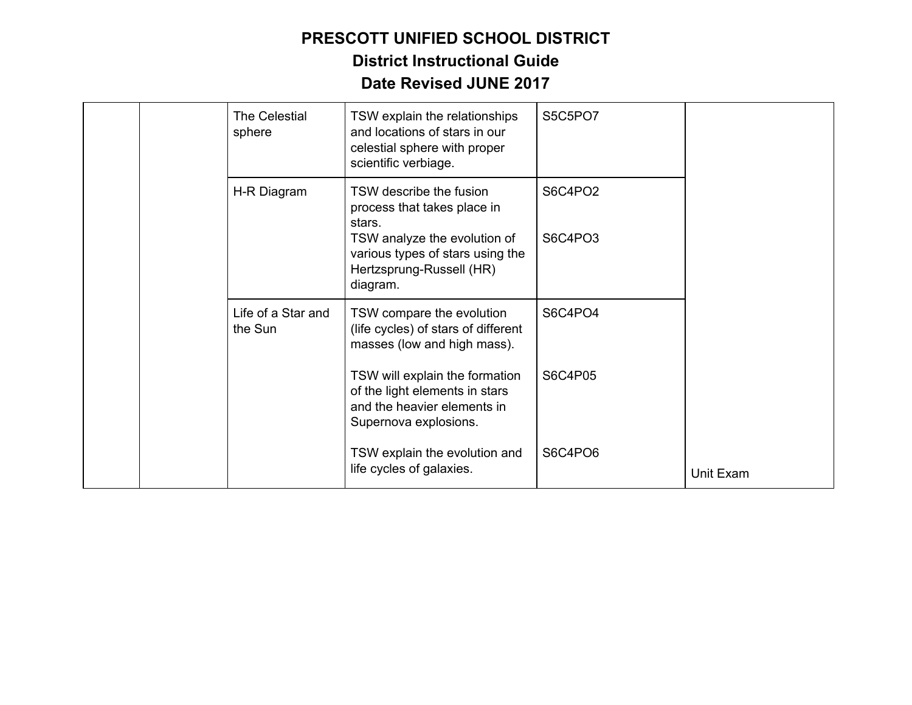# PRESCOTT UNIFIED SCHOOL DISTRICT

## District Instructional Guide

## Date Revised JUNE 2017

| | | | | | |
|---|---|---|---|---|---|
| | | The Celestial sphere | TSW explain the relationships and locations of stars in our celestial sphere with proper scientific verbiage. | S5C5PO7 | |
| | | H-R Diagram | TSW describe the fusion process that takes place in stars.<br>TSW analyze the evolution of various types of stars using the Hertzsprung-Russell (HR) diagram. | S6C4PO2<br><br>S6C4PO3 | |
| | | Life of a Star and the Sun | TSW compare the evolution (life cycles) of stars of different masses (low and high mass).<br><br>TSW will explain the formation of the light elements in stars and the heavier elements in Supernova explosions.<br><br>TSW explain the evolution and life cycles of galaxies. | S6C4PO4<br><br>S6C4P05<br><br>S6C4PO6 | Unit Exam |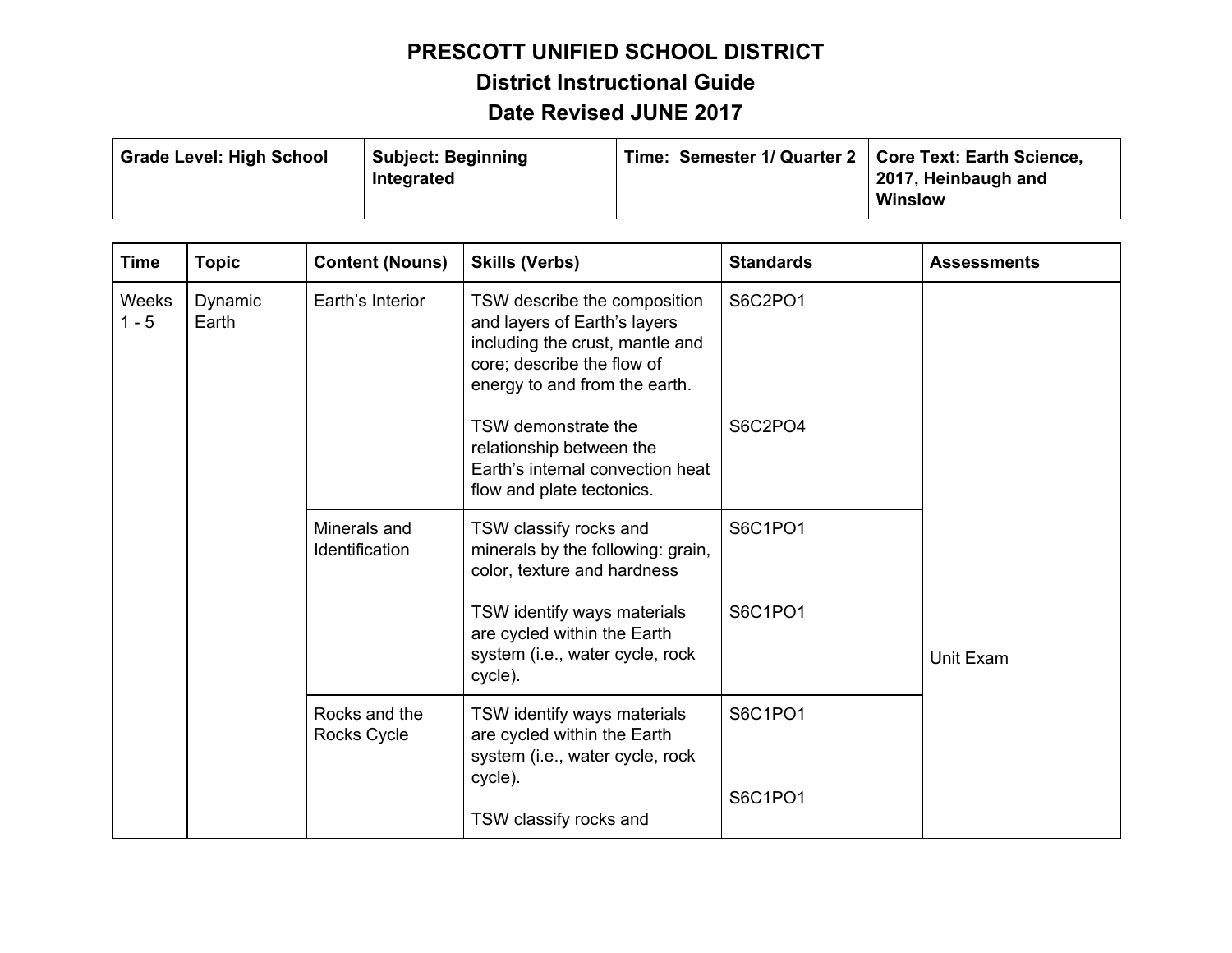# PRESCOTT UNIFIED SCHOOL DISTRICT

## District Instructional Guide

## Date Revised JUNE 2017

| **Grade Level: High School** | **Subject: Beginning Integrated** | **Time: Semester 1/ Quarter 2** | **Core Text: Earth Science, 2017, Heinbaugh and Winslow** |
|---|---|---|---|

| Time | Topic | Content (Nouns) | Skills (Verbs) | Standards | Assessments |
|---|---|---|---|---|---|
| Weeks 1 - 5 | Dynamic Earth | Earth's Interior | TSW describe the composition and layers of Earth's layers including the crust, mantle and core; describe the flow of energy to and from the earth. | S6C2PO1 | Unit Exam |
| | | | TSW demonstrate the relationship between the Earth's internal convection heat flow and plate tectonics. | S6C2PO4 | |
| | | Minerals and Identification | TSW classify rocks and minerals by the following: grain, color, texture and hardness | S6C1PO1 | |
| | | | TSW identify ways materials are cycled within the Earth system (i.e., water cycle, rock cycle). | S6C1PO1 | |
| | | Rocks and the Rocks Cycle | TSW identify ways materials are cycled within the Earth system (i.e., water cycle, rock cycle). | S6C1PO1 | |
| | | | TSW classify rocks and | S6C1PO1 | |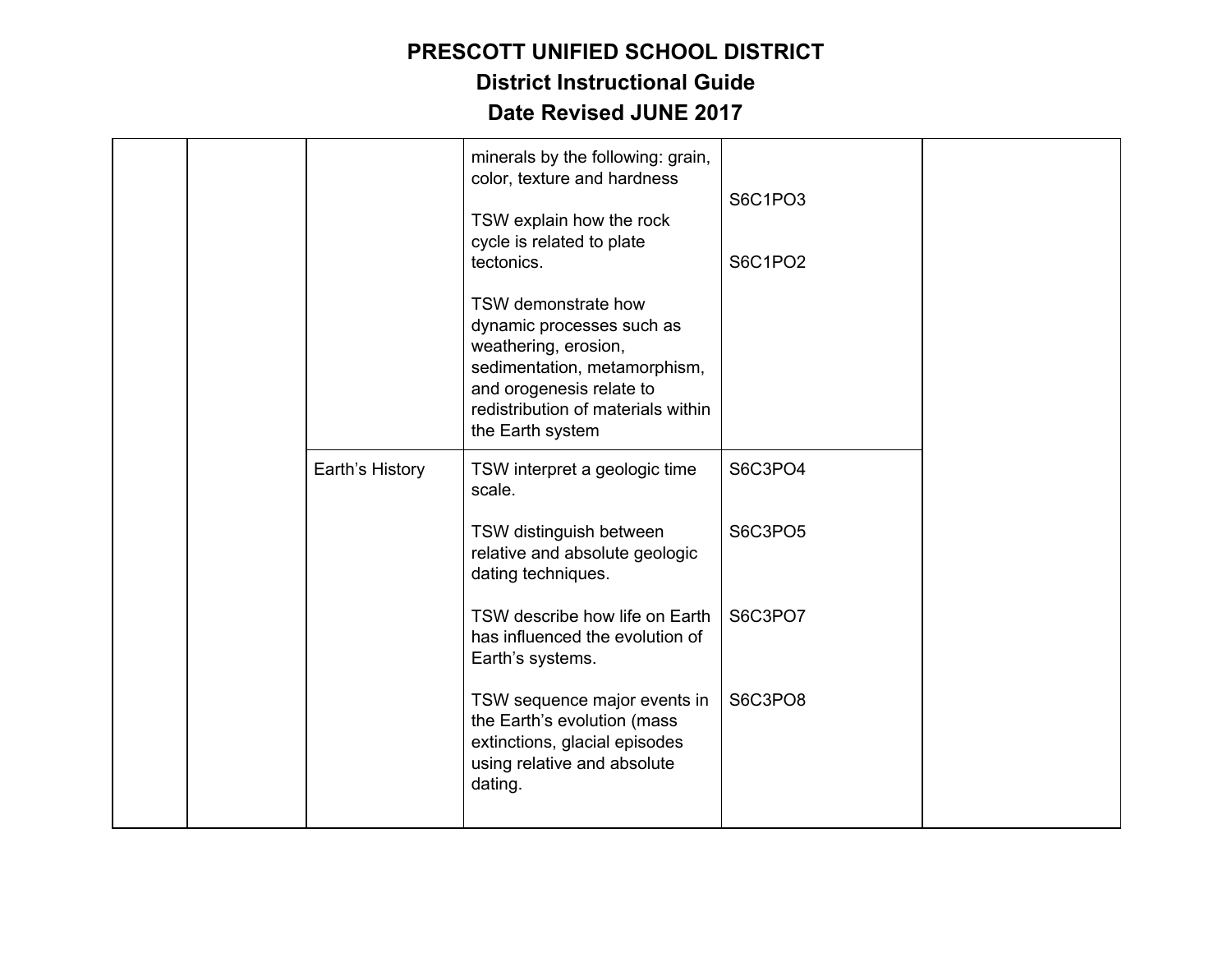# PRESCOTT UNIFIED SCHOOL DISTRICT

## District Instructional Guide

## Date Revised JUNE 2017

| | | | | | |
|---|---|---|---|---|---|
| | | | minerals by the following: grain, color, texture and hardness<br><br>TSW explain how the rock cycle is related to plate tectonics.<br><br>TSW demonstrate how dynamic processes such as weathering, erosion, sedimentation, metamorphism, and orogenesis relate to redistribution of materials within the Earth system | S6C1PO3<br><br>S6C1PO2 | |
| | | Earth's History | TSW interpret a geologic time scale.<br><br>TSW distinguish between relative and absolute geologic dating techniques.<br><br>TSW describe how life on Earth has influenced the evolution of Earth's systems.<br><br>TSW sequence major events in the Earth's evolution (mass extinctions, glacial episodes using relative and absolute dating. | S6C3PO4<br><br>S6C3PO5<br><br>S6C3PO7<br><br>S6C3PO8 | |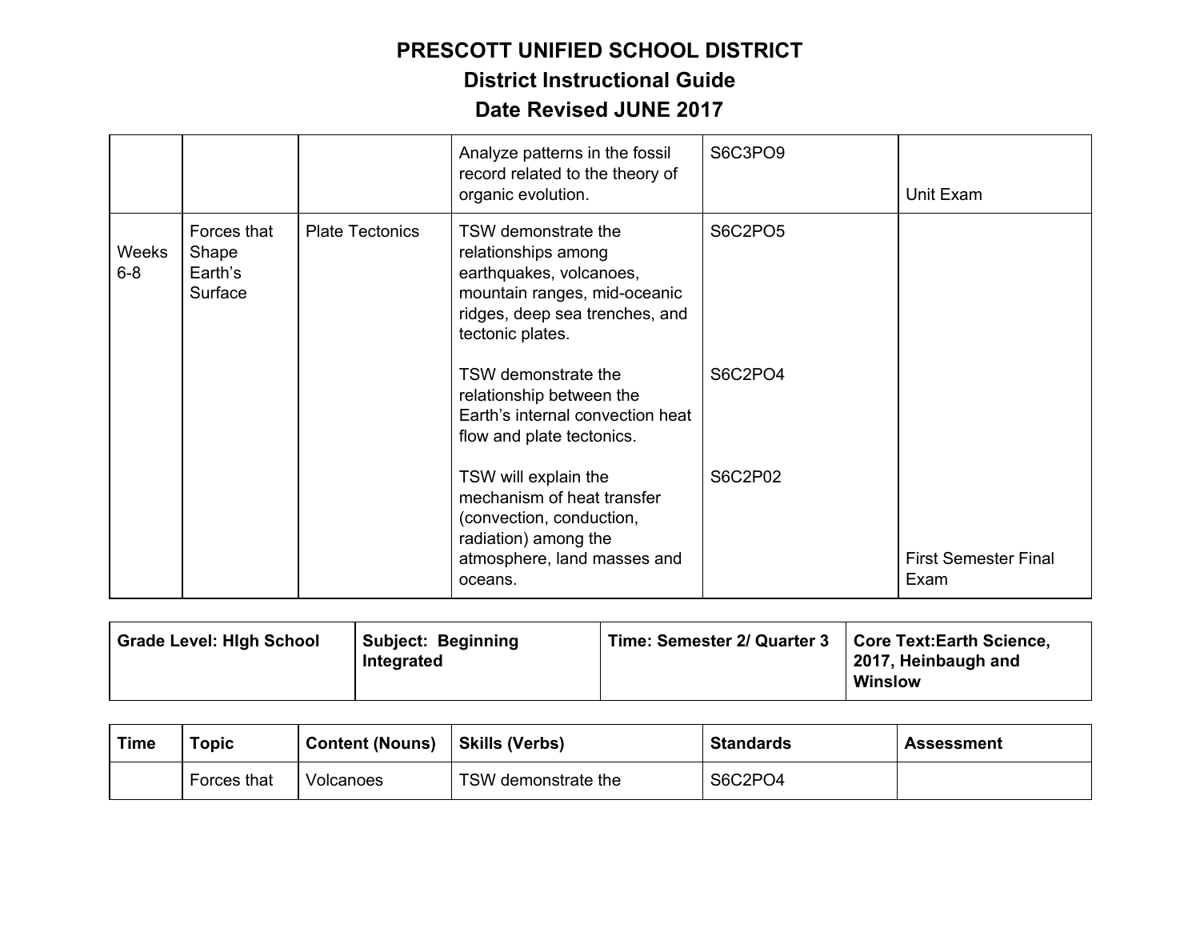# PRESCOTT UNIFIED SCHOOL DISTRICT

## District Instructional Guide

## Date Revised JUNE 2017

| | | | | | |
|---|---|---|---|---|---|
| | | | Analyze patterns in the fossil record related to the theory of organic evolution. | S6C3PO9 | Unit Exam |
| Weeks 6-8 | Forces that Shape Earth's Surface | Plate Tectonics | TSW demonstrate the relationships among earthquakes, volcanoes, mountain ranges, mid-oceanic ridges, deep sea trenches, and tectonic plates.<br><br>TSW demonstrate the relationship between the Earth's internal convection heat flow and plate tectonics.<br><br>TSW will explain the mechanism of heat transfer (convection, conduction, radiation) among the atmosphere, land masses and oceans. | S6C2PO5<br><br>S6C2PO4<br><br>S6C2P02 | First Semester Final Exam |

| **Grade Level: HIgh School** | **Subject: Beginning Integrated** | **Time: Semester 2/ Quarter 3** | **Core Text:Earth Science, 2017, Heinbaugh and Winslow** |
|---|---|---|---|

| Time | Topic | Content (Nouns) | Skills (Verbs) | Standards | Assessment |
|---|---|---|---|---|---|
| | Forces that | Volcanoes | TSW demonstrate the | S6C2PO4 | |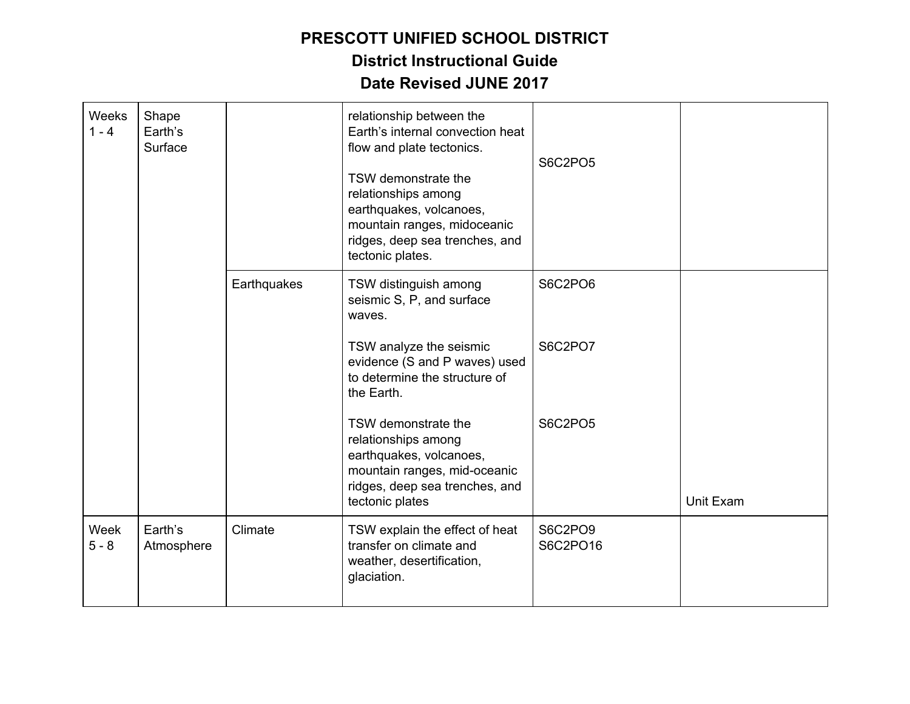# PRESCOTT UNIFIED SCHOOL DISTRICT

## District Instructional Guide

## Date Revised JUNE 2017

| | | | | | |
|---|---|---|---|---|---|
| Weeks 1 - 4 | Shape Earth's Surface | | relationship between the Earth's internal convection heat flow and plate tectonics.<br><br>TSW demonstrate the relationships among earthquakes, volcanoes, mountain ranges, midoceanic ridges, deep sea trenches, and tectonic plates. | S6C2PO5 | |
| | | Earthquakes | TSW distinguish among seismic S, P, and surface waves.<br><br>TSW analyze the seismic evidence (S and P waves) used to determine the structure of the Earth.<br><br>TSW demonstrate the relationships among earthquakes, volcanoes, mountain ranges, mid-oceanic ridges, deep sea trenches, and tectonic plates | S6C2PO6<br><br>S6C2PO7<br><br>S6C2PO5 | Unit Exam |
| Week 5 - 8 | Earth's Atmosphere | Climate | TSW explain the effect of heat transfer on climate and weather, desertification, glaciation. | S6C2PO9<br>S6C2PO16 | |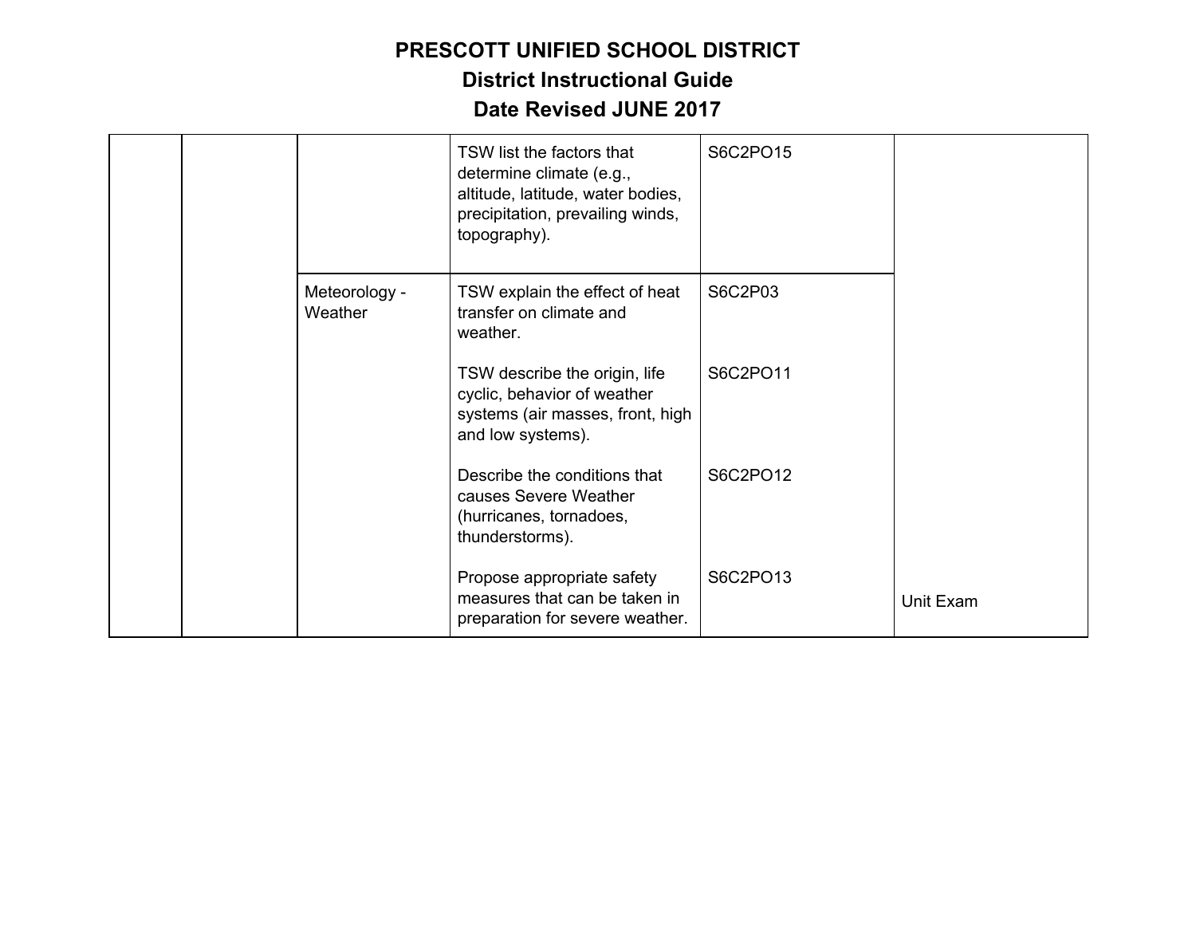# PRESCOTT UNIFIED SCHOOL DISTRICT

## District Instructional Guide

## Date Revised JUNE 2017

| | | | | | |
|---|---|---|---|---|---|
| | | | TSW list the factors that determine climate (e.g., altitude, latitude, water bodies, precipitation, prevailing winds, topography). | S6C2PO15 | |
| | | Meteorology - Weather | TSW explain the effect of heat transfer on climate and weather. | S6C2P03 | |
| | | | TSW describe the origin, life cyclic, behavior of weather systems (air masses, front, high and low systems). | S6C2PO11 | |
| | | | Describe the conditions that causes Severe Weather (hurricanes, tornadoes, thunderstorms). | S6C2PO12 | |
| | | | Propose appropriate safety measures that can be taken in preparation for severe weather. | S6C2PO13 | Unit Exam |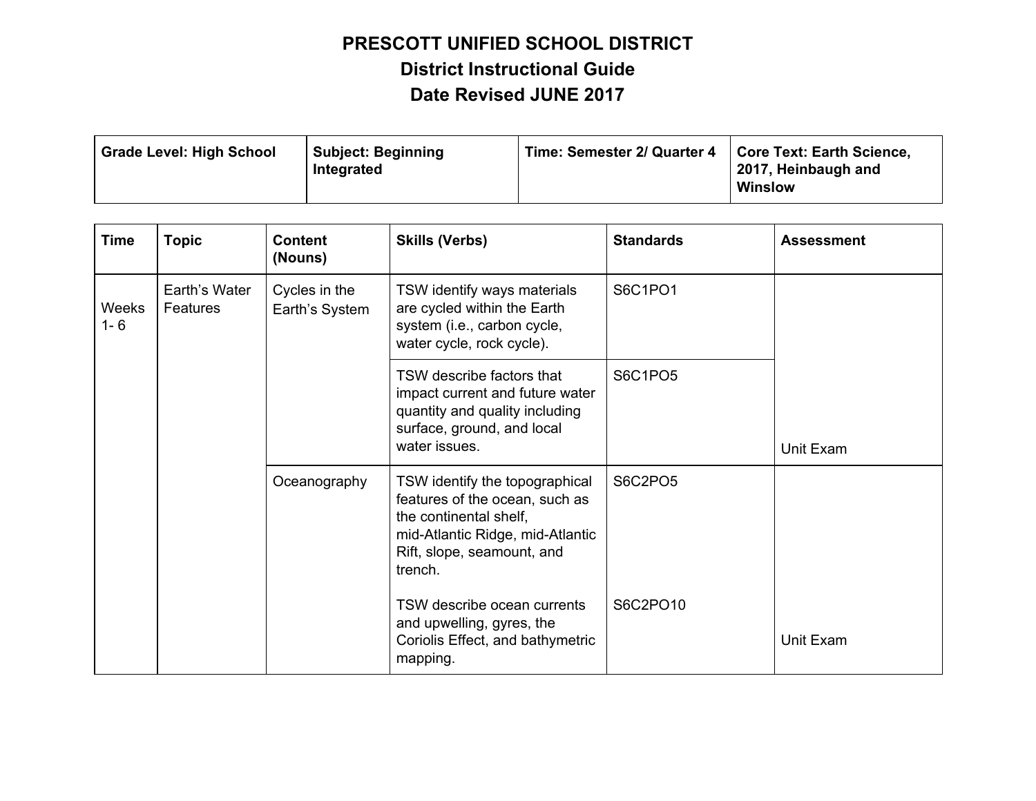# PRESCOTT UNIFIED SCHOOL DISTRICT
## District Instructional Guide
## Date Revised JUNE 2017

| **Grade Level: High School** | **Subject: Beginning Integrated** | **Time: Semester 2/ Quarter 4** | **Core Text: Earth Science, 2017, Heinbaugh and Winslow** |
|---|---|---|---|

| **Time** | **Topic** | **Content (Nouns)** | **Skills (Verbs)** | **Standards** | **Assessment** |
|---|---|---|---|---|---|
| Weeks 1- 6 | Earth's Water Features | Cycles in the Earth's System | TSW identify ways materials are cycled within the Earth system (i.e., carbon cycle, water cycle, rock cycle). | S6C1PO1 | |
| | | | TSW describe factors that impact current and future water quantity and quality including surface, ground, and local water issues. | S6C1PO5 | Unit Exam |
| | | Oceanography | TSW identify the topographical features of the ocean, such as the continental shelf, mid-Atlantic Ridge, mid-Atlantic Rift, slope, seamount, and trench.<br><br>TSW describe ocean currents and upwelling, gyres, the Coriolis Effect, and bathymetric mapping. | S6C2PO5<br><br>S6C2PO10 | Unit Exam |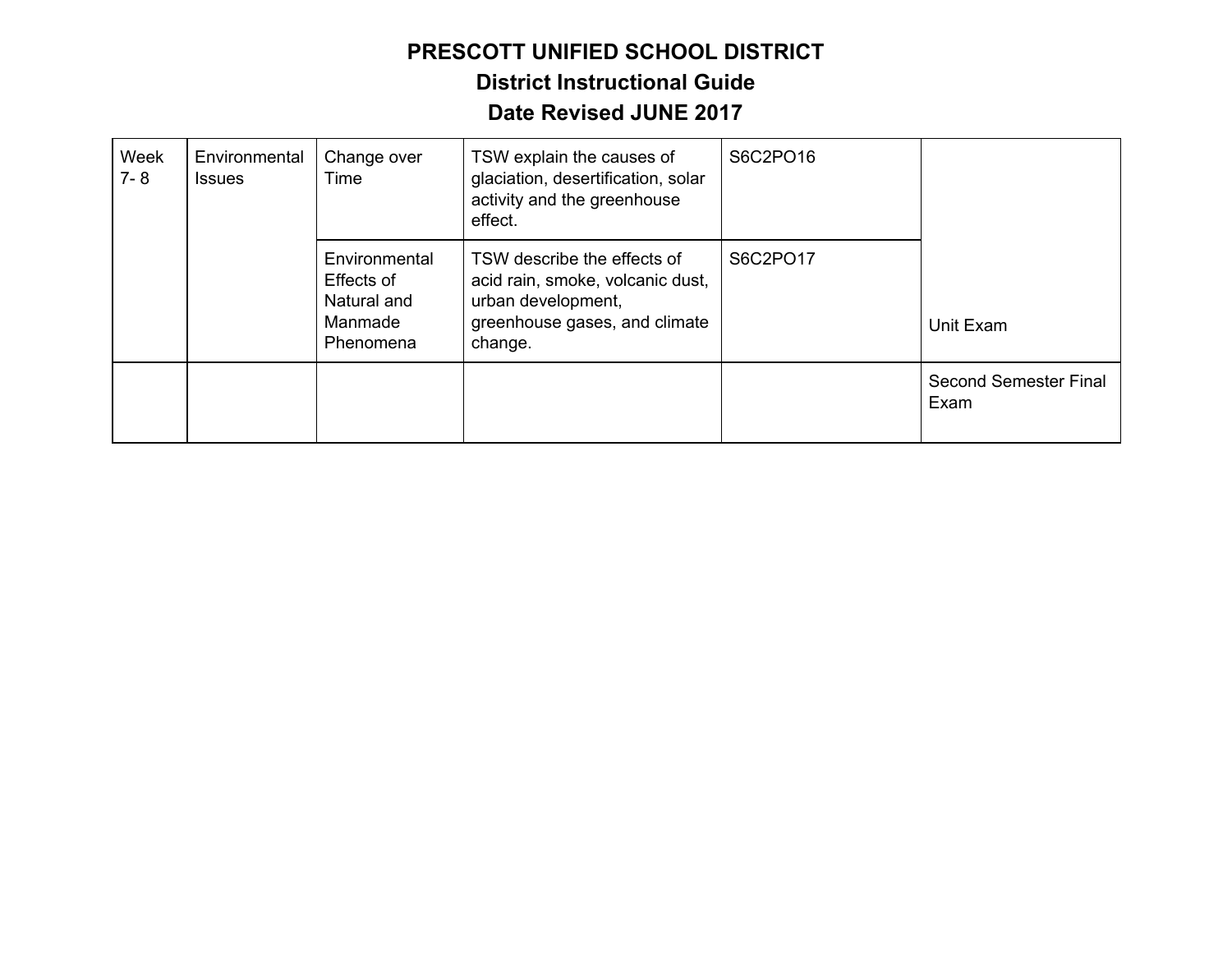**PRESCOTT UNIFIED SCHOOL DISTRICT**

**District Instructional Guide**

**Date Revised JUNE 2017**

| | | | | | |
|---|---|---|---|---|---|
| Week 7- 8 | Environmental Issues | Change over Time | TSW explain the causes of glaciation, desertification, solar activity and the greenhouse effect. | S6C2PO16 | Unit Exam |
| | | Environmental Effects of Natural and Manmade Phenomena | TSW describe the effects of acid rain, smoke, volcanic dust, urban development, greenhouse gases, and climate change. | S6C2PO17 | |
| | | | | | Second Semester Final Exam |